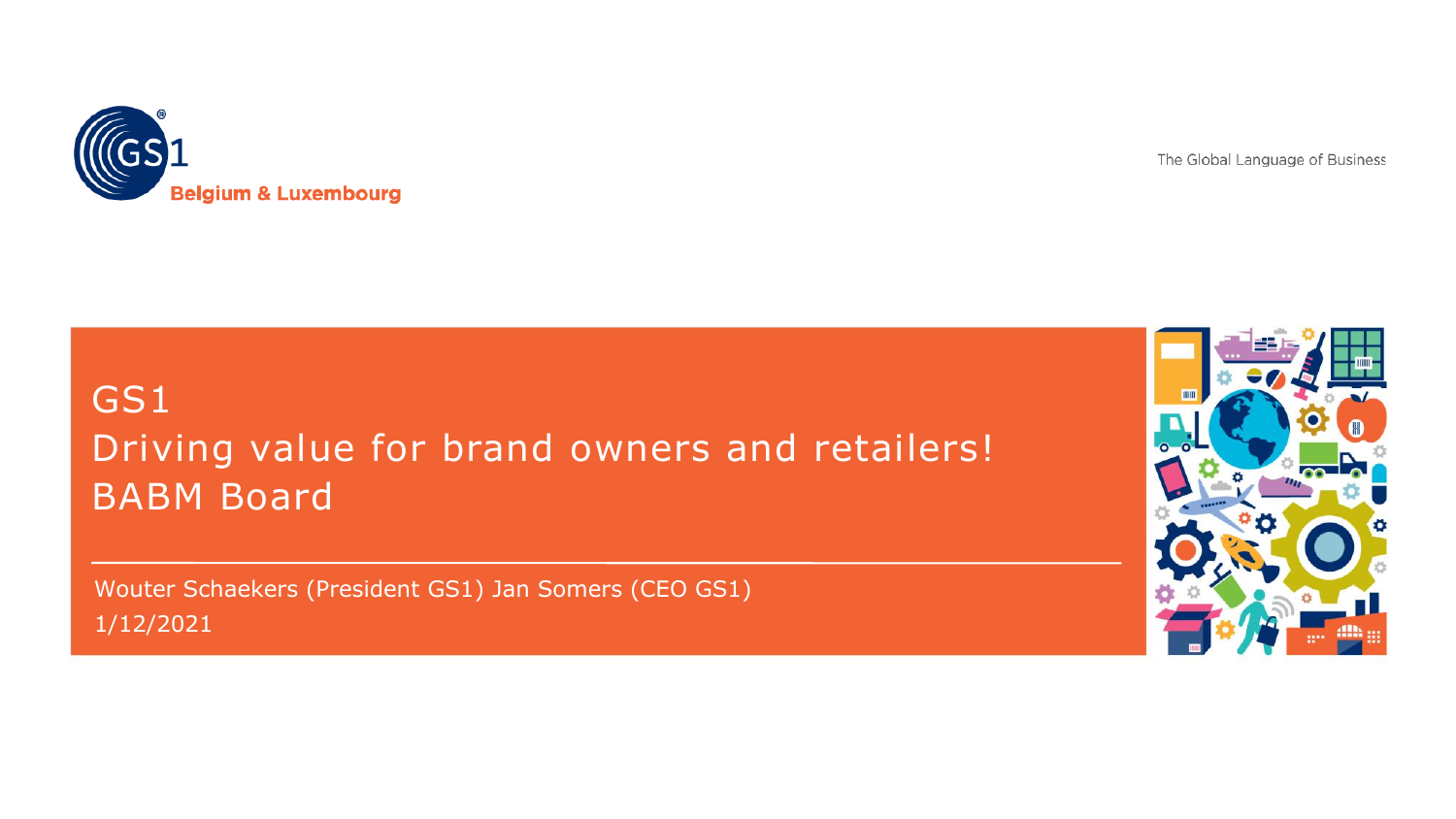GS1 Belgium & Luxembourg

The Global Language of Business

# GS1
# Driving value for brand owners and retailers!
# BABM Board

Wouter Schaekers (President GS1) Jan Somers (CEO GS1)

1/12/2021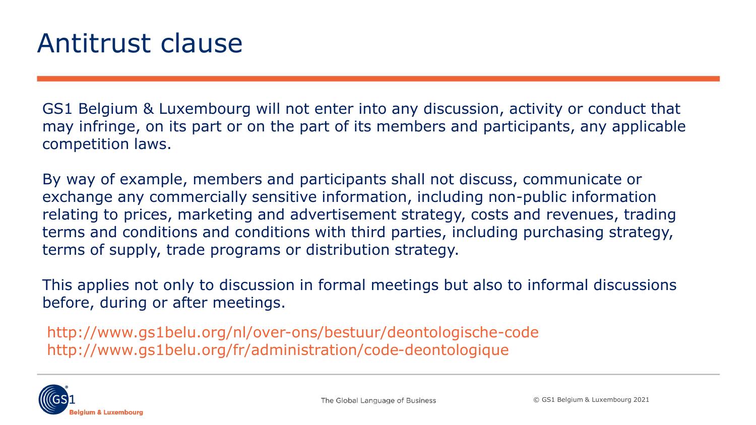# Antitrust clause

GS1 Belgium & Luxembourg will not enter into any discussion, activity or conduct that may infringe, on its part or on the part of its members and participants, any applicable competition laws.

By way of example, members and participants shall not discuss, communicate or exchange any commercially sensitive information, including non-public information relating to prices, marketing and advertisement strategy, costs and revenues, trading terms and conditions and conditions with third parties, including purchasing strategy, terms of supply, trade programs or distribution strategy.

This applies not only to discussion in formal meetings but also to informal discussions before, during or after meetings.

http://www.gs1belu.org/nl/over-ons/bestuur/deontologische-code
http://www.gs1belu.org/fr/administration/code-deontologique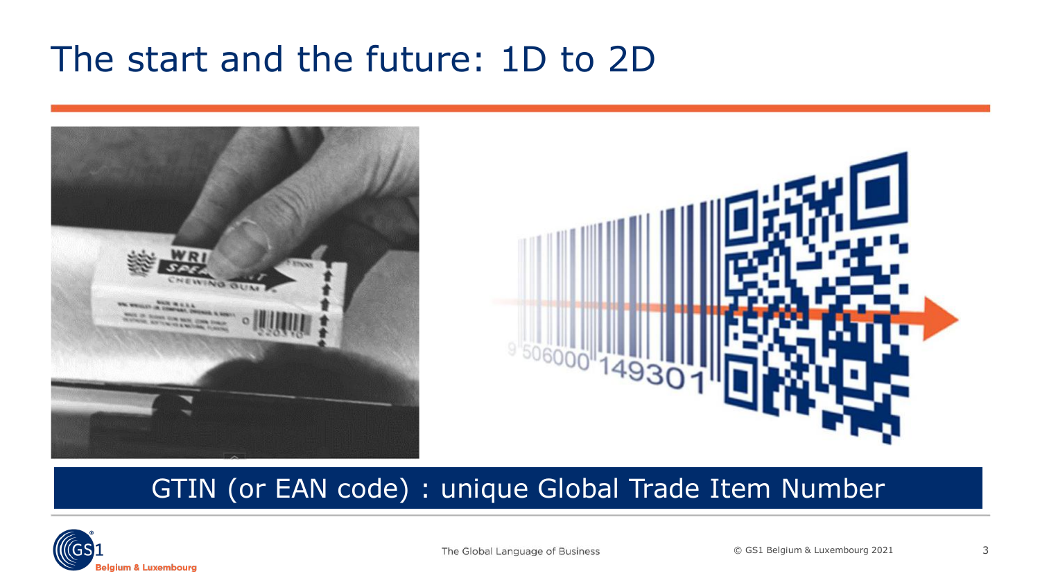# The start and the future: 1D to 2D

GTIN (or EAN code) : unique Global Trade Item Number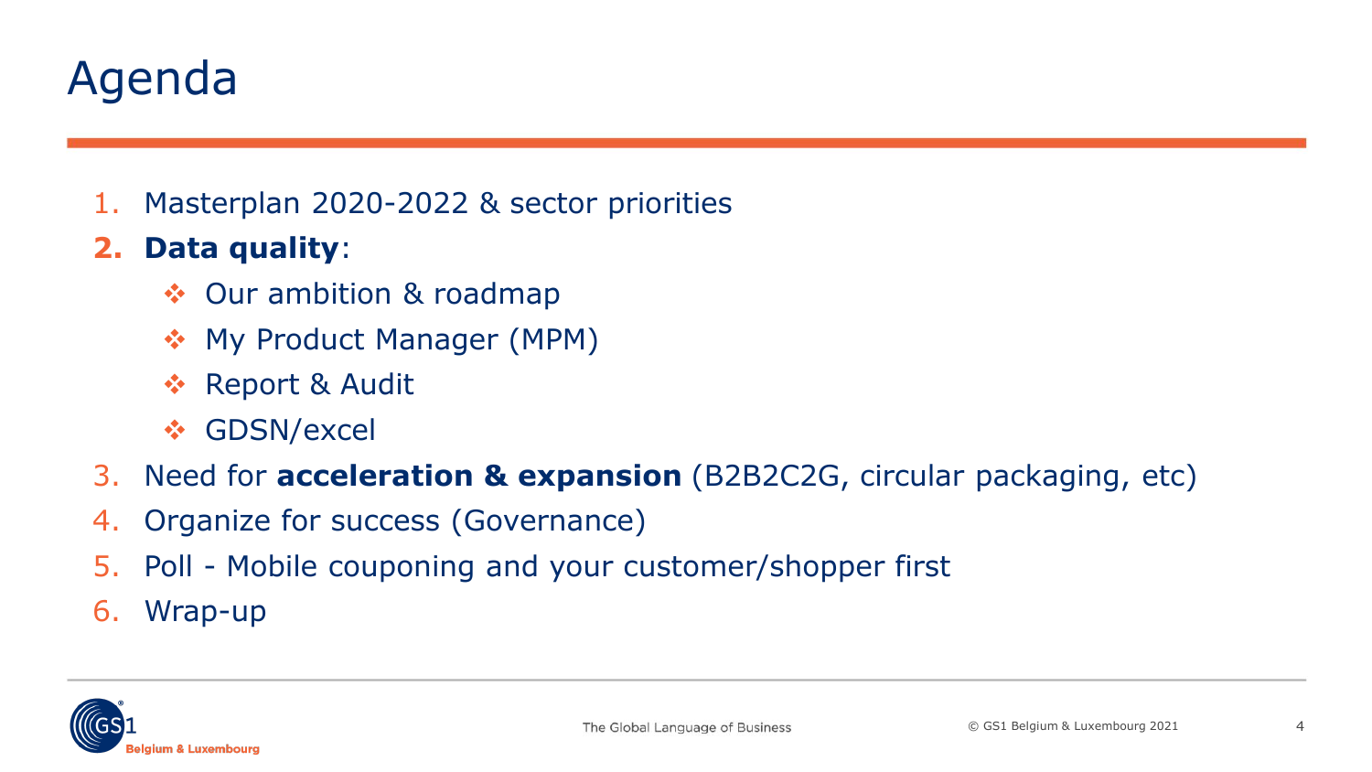# Agenda

1. Masterplan 2020-2022 & sector priorities
2. **Data quality**:
   - Our ambition & roadmap
   - My Product Manager (MPM)
   - Report & Audit
   - GDSN/excel
3. Need for **acceleration & expansion** (B2B2C2G, circular packaging, etc)
4. Organize for success (Governance)
5. Poll - Mobile couponing and your customer/shopper first
6. Wrap-up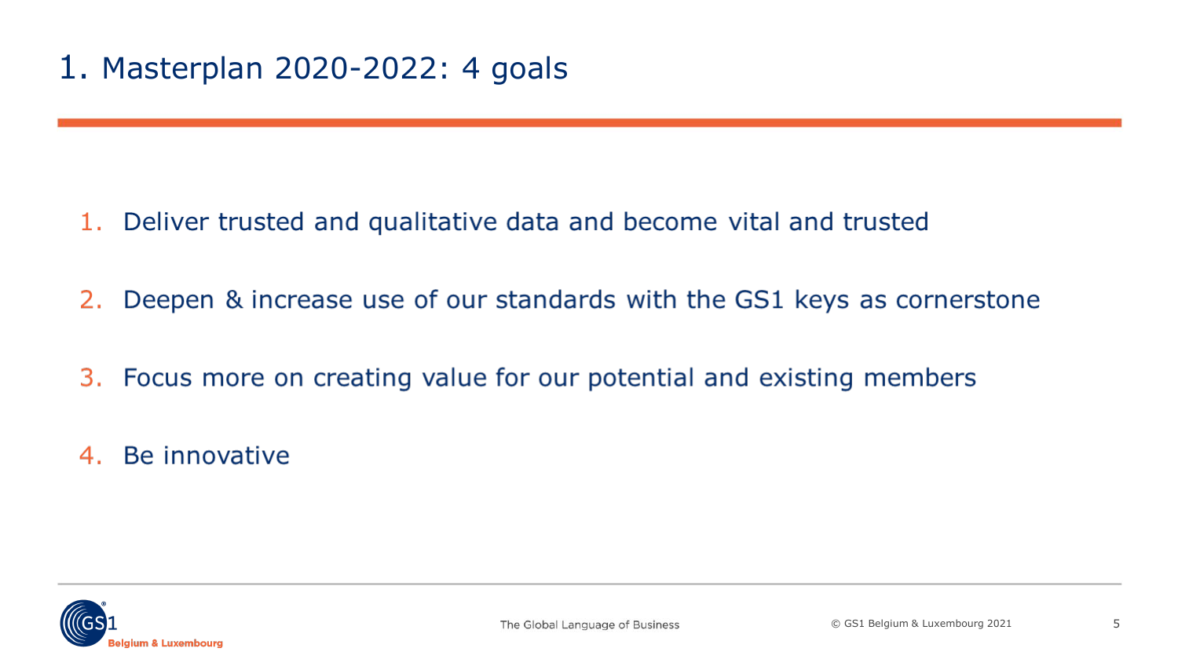# 1. Masterplan 2020-2022: 4 goals

1. Deliver trusted and qualitative data and become vital and trusted
2. Deepen & increase use of our standards with the GS1 keys as cornerstone
3. Focus more on creating value for our potential and existing members
4. Be innovative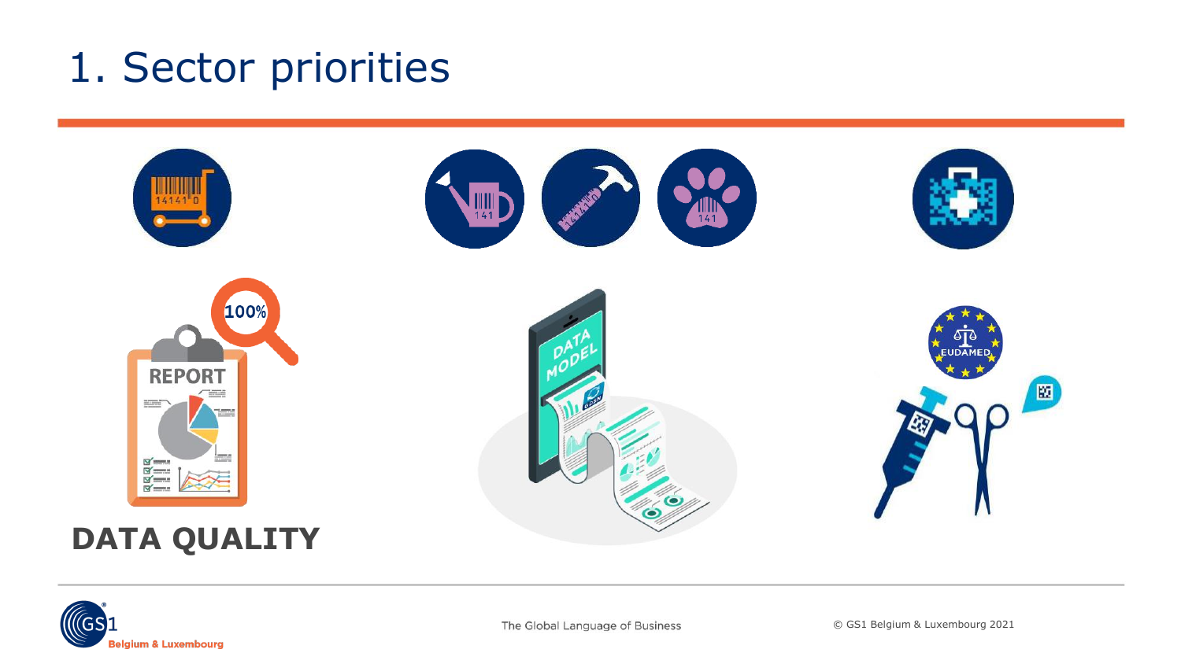# 1. Sector priorities

**DATA QUALITY**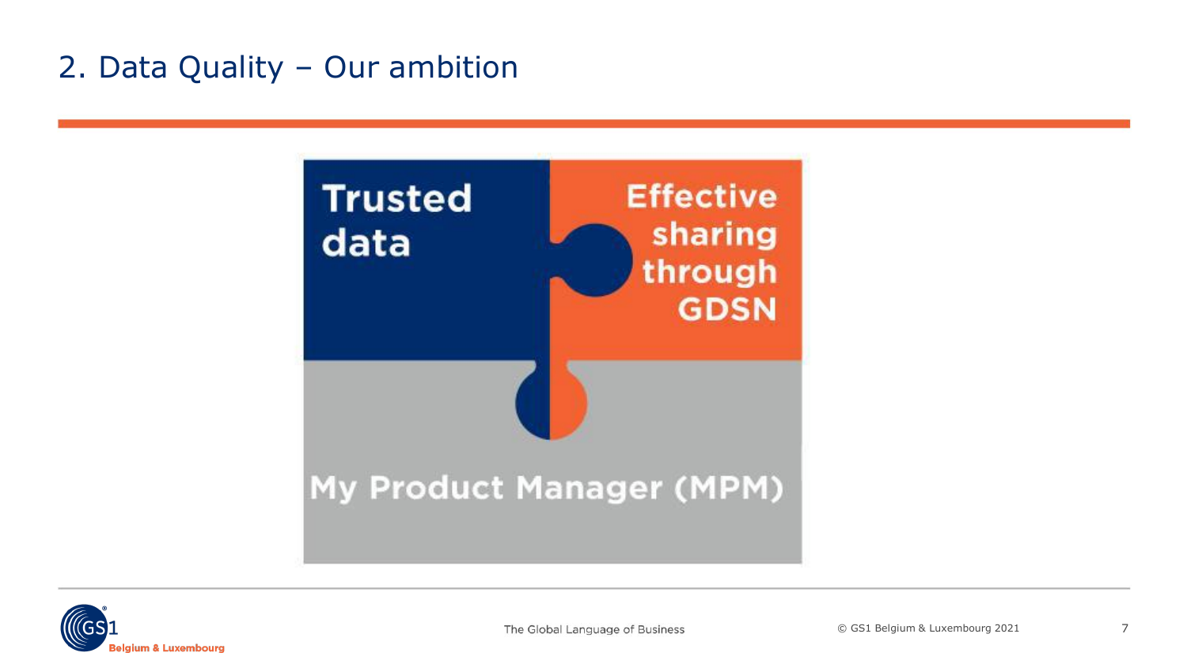## 2. Data Quality – Our ambition

Trusted data

Effective sharing through GDSN

My Product Manager (MPM)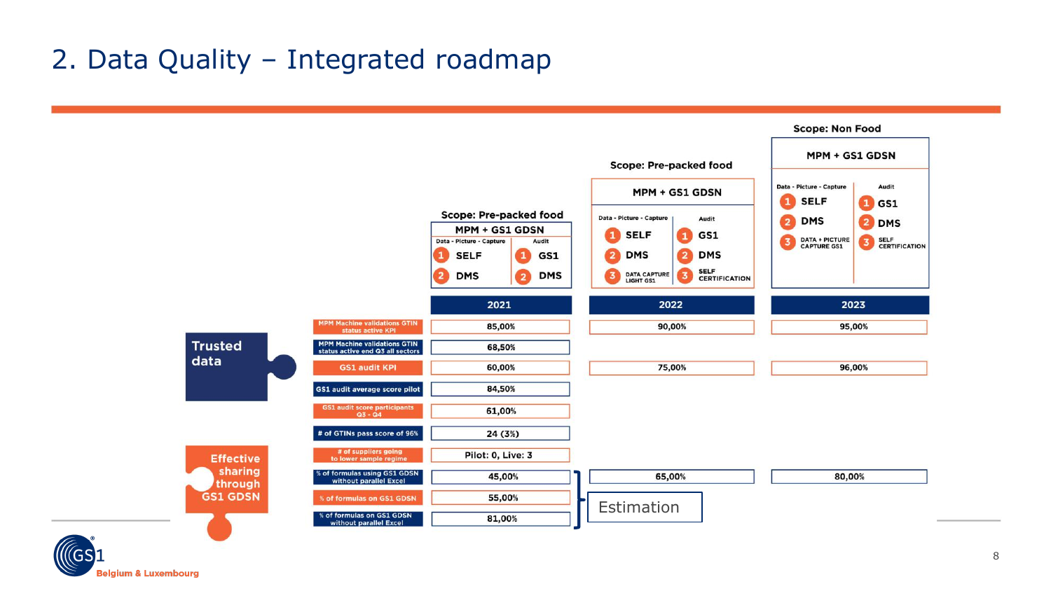# 2. Data Quality – Integrated roadmap

| | Scope: Pre-packed food (2021) | Scope: Pre-packed food (2022) | Scope: Non Food (2023) |
|---|---|---|---|
| | MPM + GS1 GDSN | MPM + GS1 GDSN | MPM + GS1 GDSN |
| Data - Picture - Capture | 1 SELF<br>2 DMS | 1 SELF<br>2 DMS<br>3 DATA CAPTURE LIGHT GS1 | 1 SELF<br>2 DMS<br>3 DATA + PICTURE CAPTURE GS1 |
| Audit | 1 GS1<br>2 DMS | 1 GS1<br>2 DMS<br>3 SELF CERTIFICATION | 1 GS1<br>2 DMS<br>3 SELF CERTIFICATION |

**Trusted data**

| | 2021 | 2022 | 2023 |
|---|---|---|---|
| MPM Machine validations GTIN status active KPI | 85,00% | 90,00% | 95,00% |
| MPM Machine validations GTIN status active end Q3 all sectors | 68,50% | | |
| GS1 audit KPI | 60,00% | 75,00% | 96,00% |
| GS1 audit average score pilot | 84,50% | | |
| GS1 audit score participants Q3 - Q4 | 61,00% | | |
| # of GTINs pass score of 96% | 24 (3%) | | |

**Effective sharing through GS1 GDSN**

| | 2021 | 2022 | 2023 |
|---|---|---|---|
| # of suppliers going to lower sample regime | Pilot: 0, Live: 3 | | |
| % of formulas using GS1 GDSN without parallel Excel | 45,00% | 65,00% | 80,00% |
| % of formulas on GS1 GDSN | 55,00% | | |
| % of formulas on GS1 GDSN without parallel Excel | 81,00% | | |

Estimation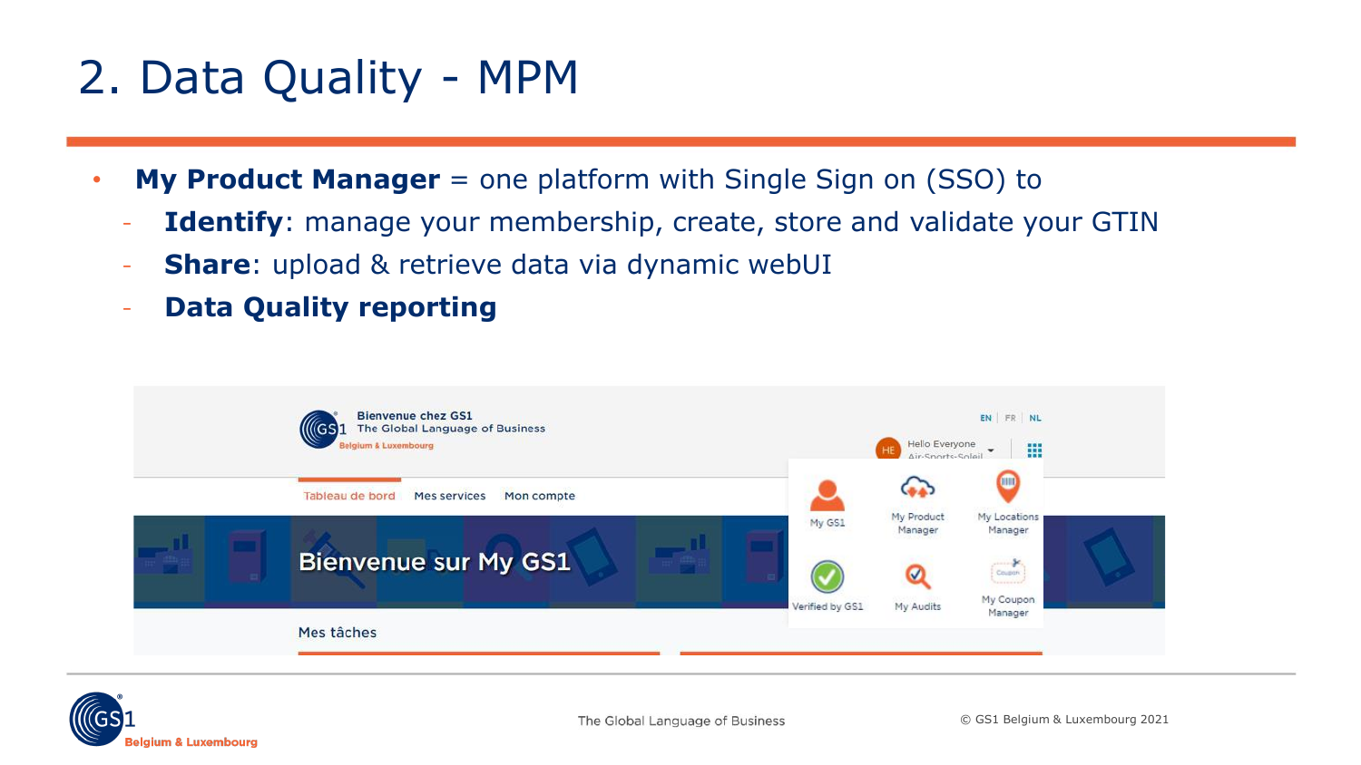# 2. Data Quality - MPM

- **My Product Manager** = one platform with Single Sign on (SSO) to
  - **Identify**: manage your membership, create, store and validate your GTIN
  - **Share**: upload & retrieve data via dynamic webUI
  - **Data Quality reporting**

Bienvenue chez GS1
The Global Language of Business
Belgium & Luxembourg

EN | FR | NL

Hello Everyone
Air-Sports-Soleil

Tableau de bord | Mes services | Mon compte

Bienvenue sur My GS1

My GS1 | My Product Manager | My Locations Manager
Verified by GS1 | My Audits | My Coupon Manager

Mes tâches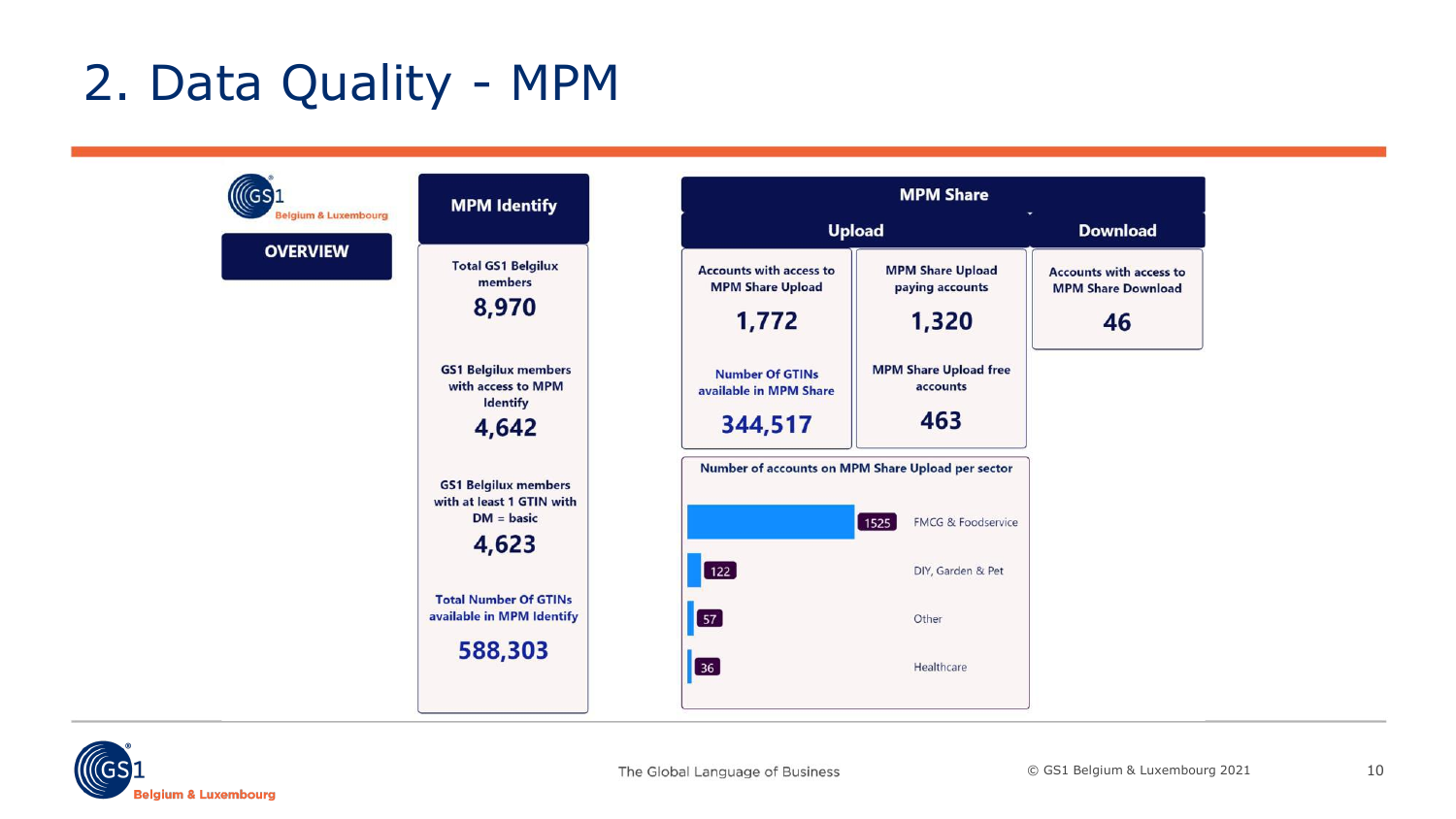# 2. Data Quality - MPM

GS1 Belgium & Luxembourg

**OVERVIEW**

## MPM Identify

| Metric | Value |
| --- | --- |
| Total GS1 Belgilux members | 8,970 |
| GS1 Belgilux members with access to MPM Identify | 4,642 |
| GS1 Belgilux members with at least 1 GTIN with DM = basic | 4,623 |
| Total Number Of GTINs available in MPM Identify | 588,303 |

## MPM Share

### Upload

| Metric | Value |
| --- | --- |
| Accounts with access to MPM Share Upload | 1,772 |
| MPM Share Upload paying accounts | 1,320 |
| Number Of GTINs available in MPM Share | 344,517 |
| MPM Share Upload free accounts | 463 |

**Number of accounts on MPM Share Upload per sector**

| Sector | Accounts |
| --- | --- |
| FMCG & Foodservice | 1525 |
| DIY, Garden & Pet | 122 |
| Other | 57 |
| Healthcare | 36 |

### Download

| Metric | Value |
| --- | --- |
| Accounts with access to MPM Share Download | 46 |

The Global Language of Business

© GS1 Belgium & Luxembourg 2021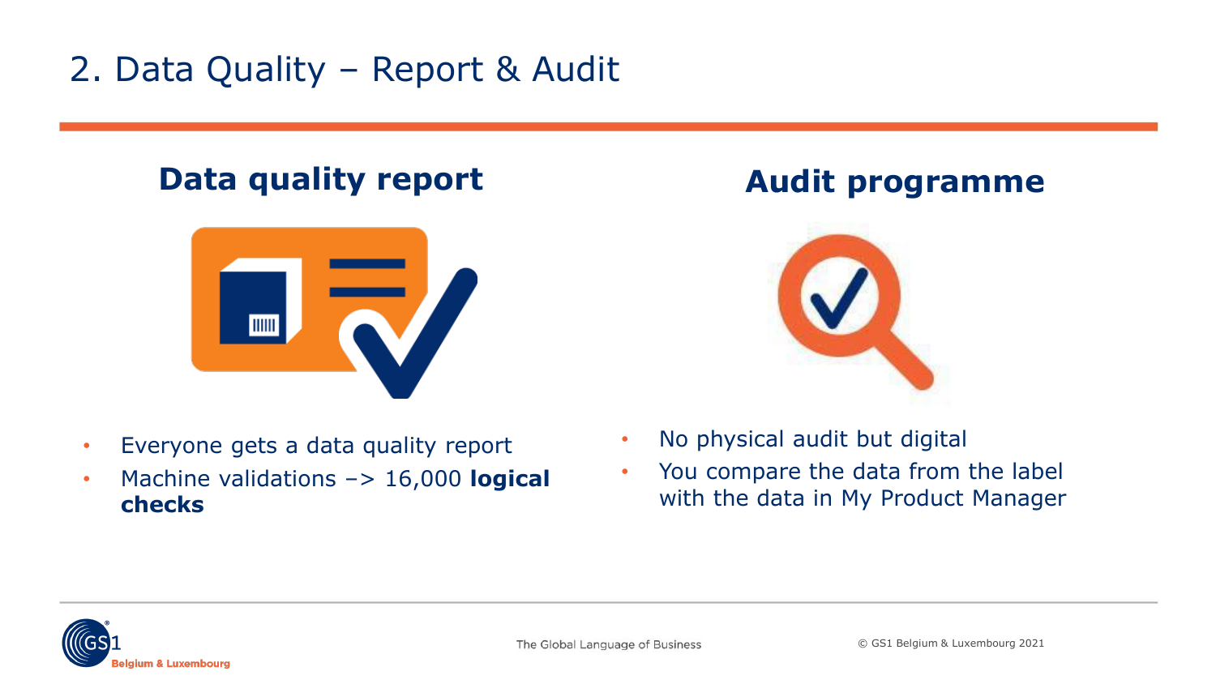# 2. Data Quality – Report & Audit

## Data quality report

- Everyone gets a data quality report
- Machine validations –> 16,000 **logical checks**

## Audit programme

- No physical audit but digital
- You compare the data from the label with the data in My Product Manager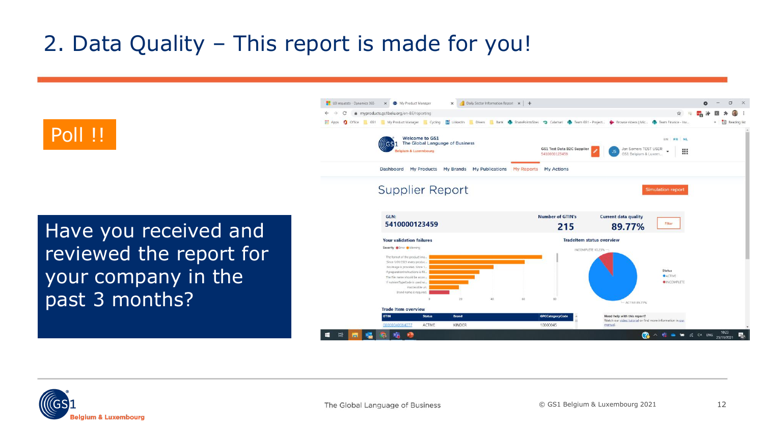# 2. Data Quality – This report is made for you!

Poll !!

Have you received and reviewed the report for your company in the past 3 months?

Supplier Report

Simulation report

| GLN: | Number of GTIN's | Current data quality |
|---|---|---|
| 5410000123459 | 215 | 89.77% |

Your validation failures

Tradeltem status overview

Trade Item overview

| GTIN | Status | Brand | GPCCategoryCode |
|---|---|---|---|
| 00000040064077 | ACTIVE | KINDER | 10000045 |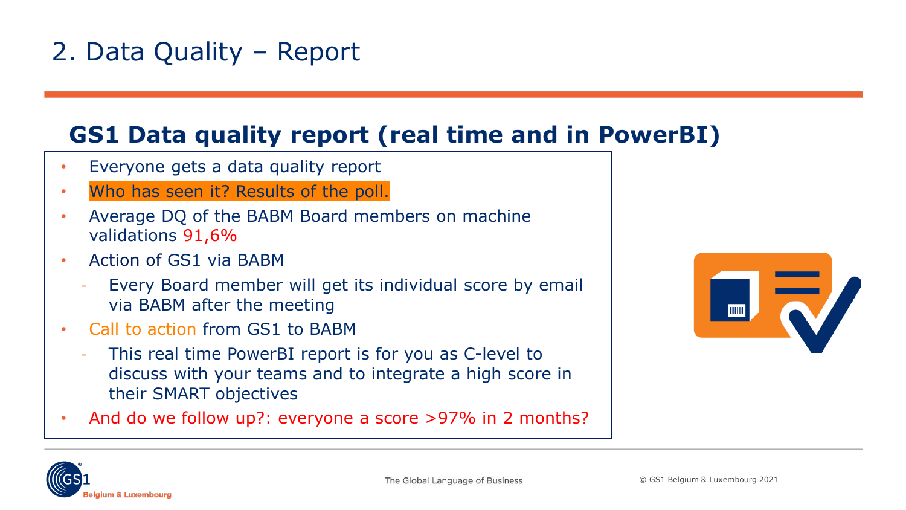# 2. Data Quality – Report

## GS1 Data quality report (real time and in PowerBI)

- Everyone gets a data quality report
- Who has seen it? Results of the poll.
- Average DQ of the BABM Board members on machine validations 91,6%
- Action of GS1 via BABM
  - Every Board member will get its individual score by email via BABM after the meeting
- Call to action from GS1 to BABM
  - This real time PowerBI report is for you as C-level to discuss with your teams and to integrate a high score in their SMART objectives
- And do we follow up?: everyone a score >97% in 2 months?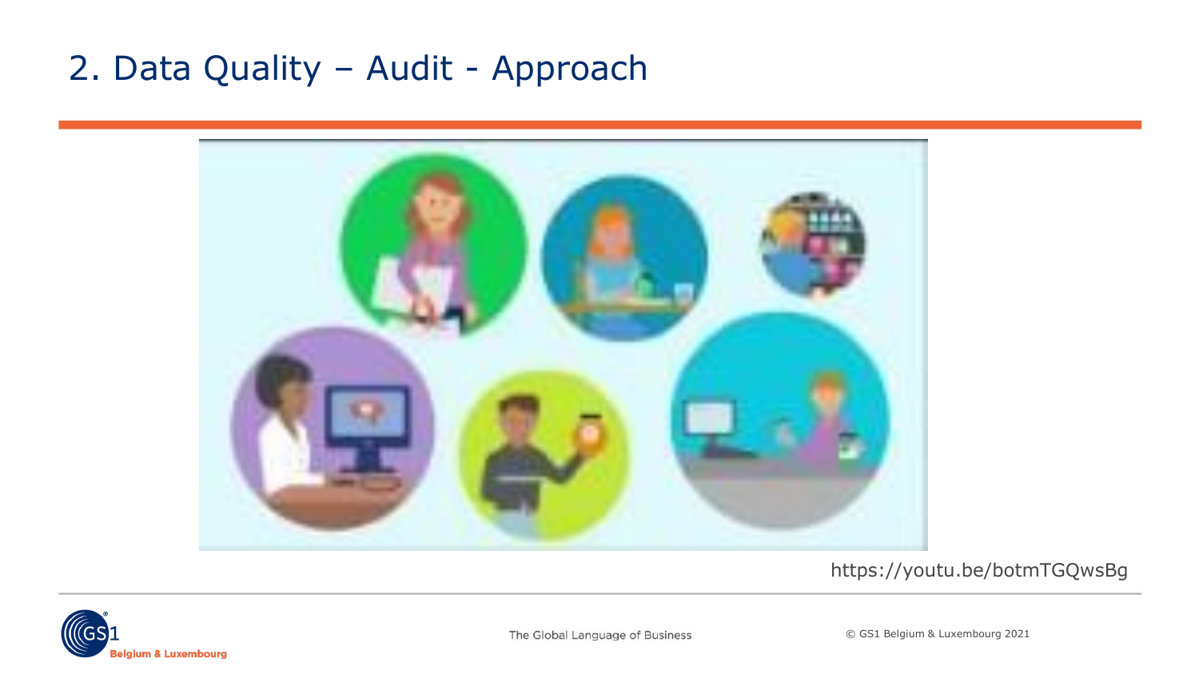# 2. Data Quality – Audit - Approach

https://youtu.be/botmTGQwsBg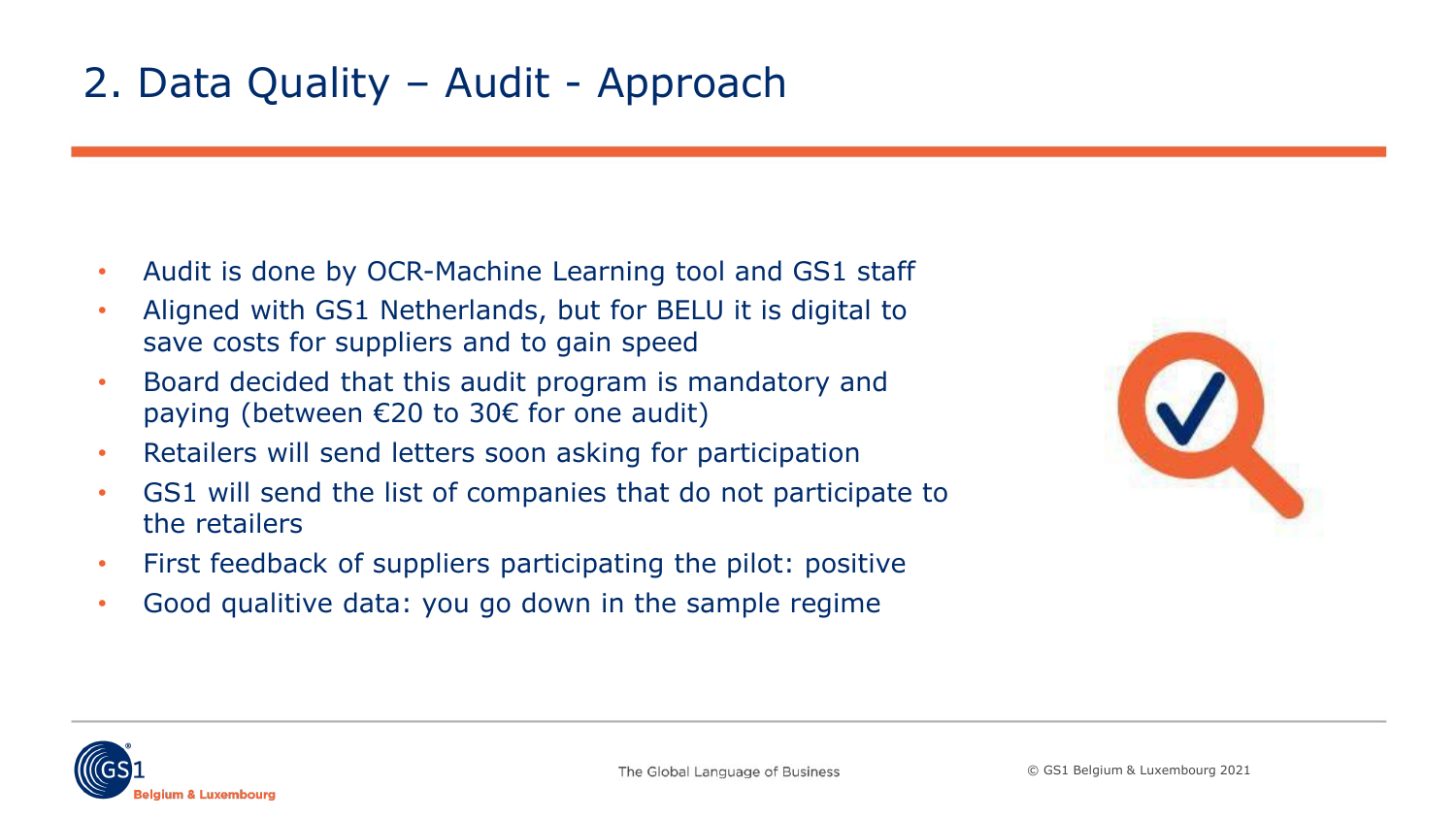# 2. Data Quality – Audit - Approach

- Audit is done by OCR-Machine Learning tool and GS1 staff
- Aligned with GS1 Netherlands, but for BELU it is digital to save costs for suppliers and to gain speed
- Board decided that this audit program is mandatory and paying (between €20 to 30€ for one audit)
- Retailers will send letters soon asking for participation
- GS1 will send the list of companies that do not participate to the retailers
- First feedback of suppliers participating the pilot: positive
- Good qualitive data: you go down in the sample regime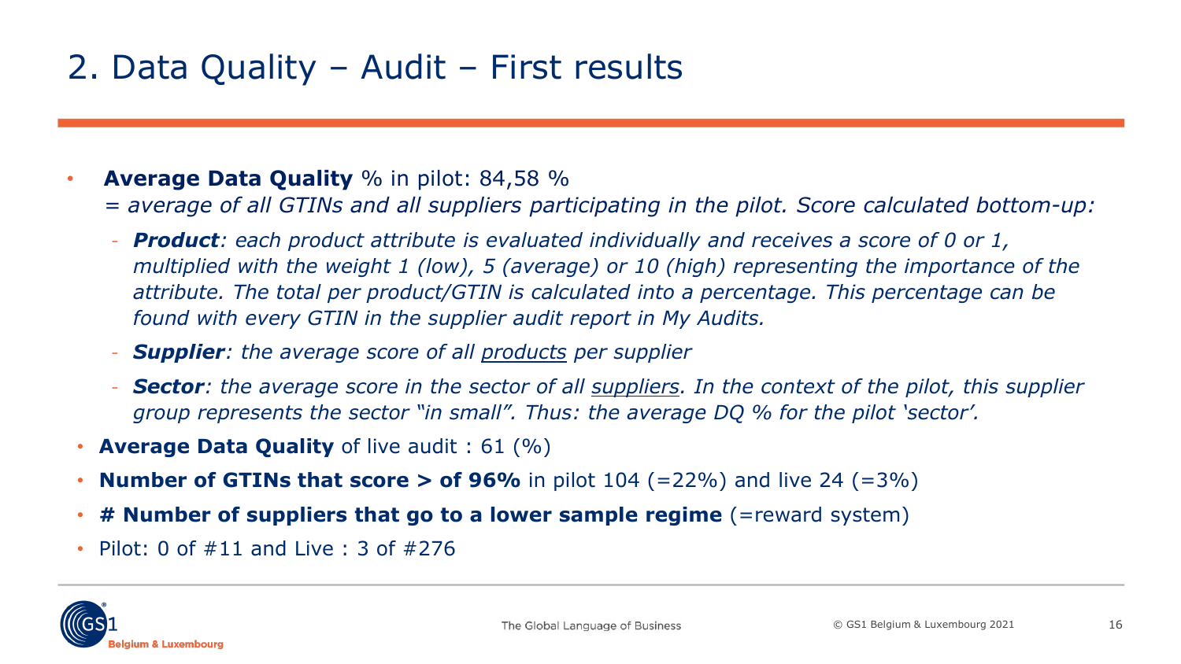# 2. Data Quality – Audit – First results

- **Average Data Quality** % in pilot: 84,58 %
  *= average of all GTINs and all suppliers participating in the pilot. Score calculated bottom-up:*
  - ***Product****: each product attribute is evaluated individually and receives a score of 0 or 1, multiplied with the weight 1 (low), 5 (average) or 10 (high) representing the importance of the attribute. The total per product/GTIN is calculated into a percentage. This percentage can be found with every GTIN in the supplier audit report in My Audits.*
  - ***Supplier****: the average score of all <u>products</u> per supplier*
  - ***Sector****: the average score in the sector of all <u>suppliers</u>. In the context of the pilot, this supplier group represents the sector "in small". Thus: the average DQ % for the pilot 'sector'.*
- **Average Data Quality** of live audit : 61 (%)
- **Number of GTINs that score > of 96%** in pilot 104 (=22%) and live 24 (=3%)
- **# Number of suppliers that go to a lower sample regime** (=reward system)
- Pilot: 0 of #11 and Live : 3 of #276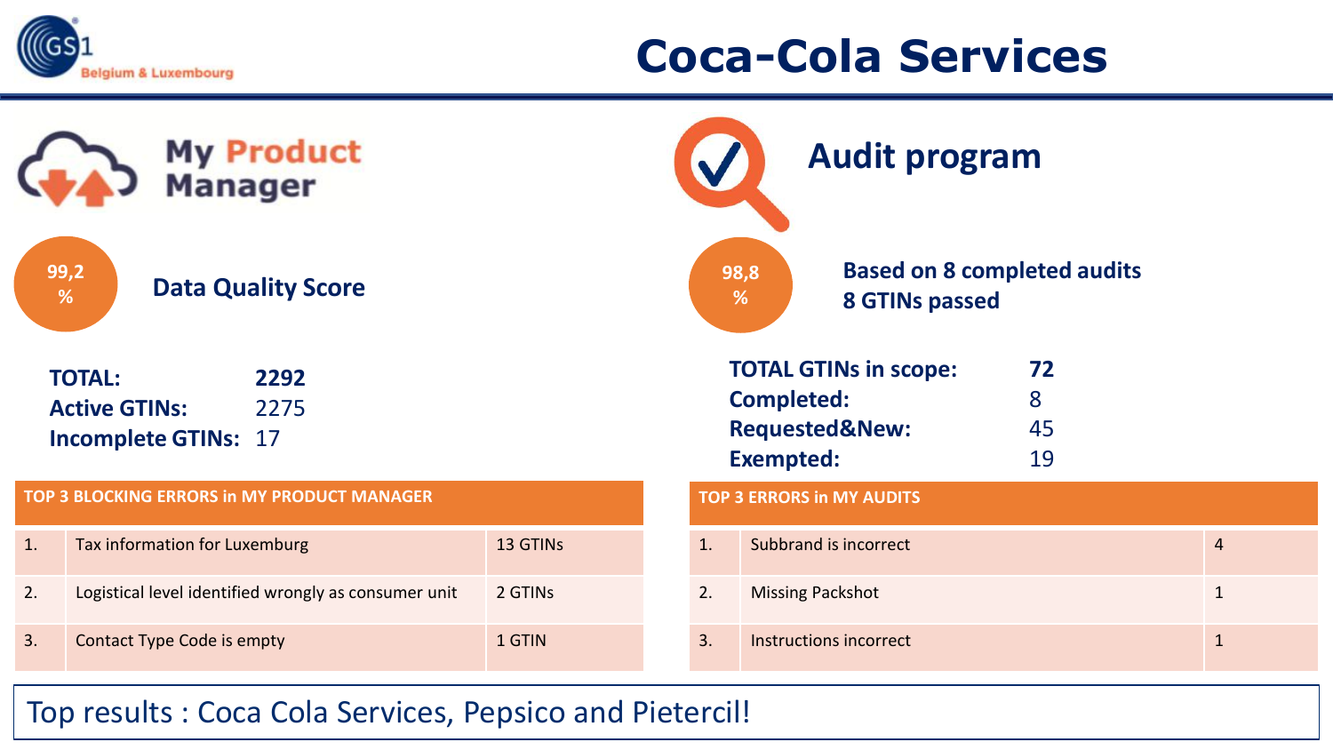# Coca-Cola Services

## My Product Manager

**99,2 %** Data Quality Score

| | |
|---|---|
| **TOTAL:** | **2292** |
| **Active GTINs:** | 2275 |
| **Incomplete GTINs:** | 17 |

| TOP 3 BLOCKING ERRORS in MY PRODUCT MANAGER | | |
|---|---|---|
| 1. | Tax information for Luxemburg | 13 GTINs |
| 2. | Logistical level identified wrongly as consumer unit | 2 GTINs |
| 3. | Contact Type Code is empty | 1 GTIN |

## Audit program

**98,8 %**

**Based on 8 completed audits**
**8 GTINs passed**

| | |
|---|---|
| **TOTAL GTINs in scope:** | **72** |
| **Completed:** | 8 |
| **Requested&New:** | 45 |
| **Exempted:** | 19 |

| TOP 3 ERRORS in MY AUDITS | | |
|---|---|---|
| 1. | Subbrand is incorrect | 4 |
| 2. | Missing Packshot | 1 |
| 3. | Instructions incorrect | 1 |

Top results : Coca Cola Services, Pepsico and Pietercil!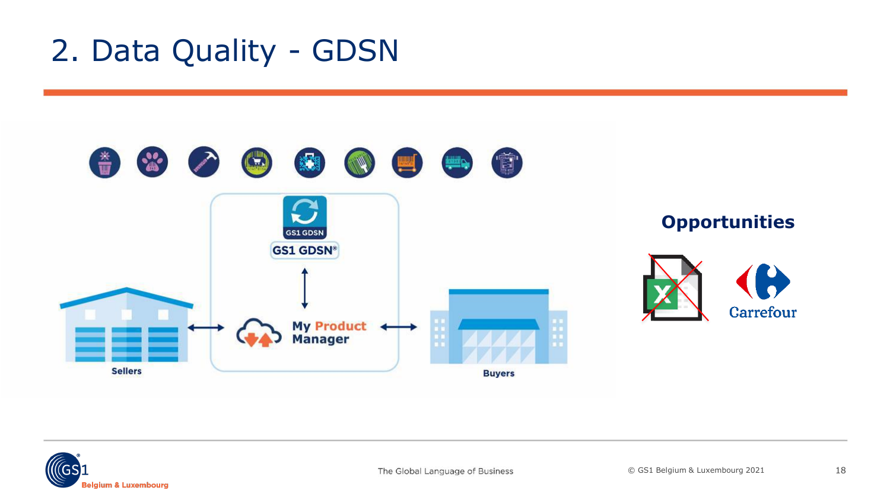# 2. Data Quality - GDSN

GS1 GDSN

GS1 GDSN®

Sellers

My Product Manager

Buyers

**Opportunities**

Carrefour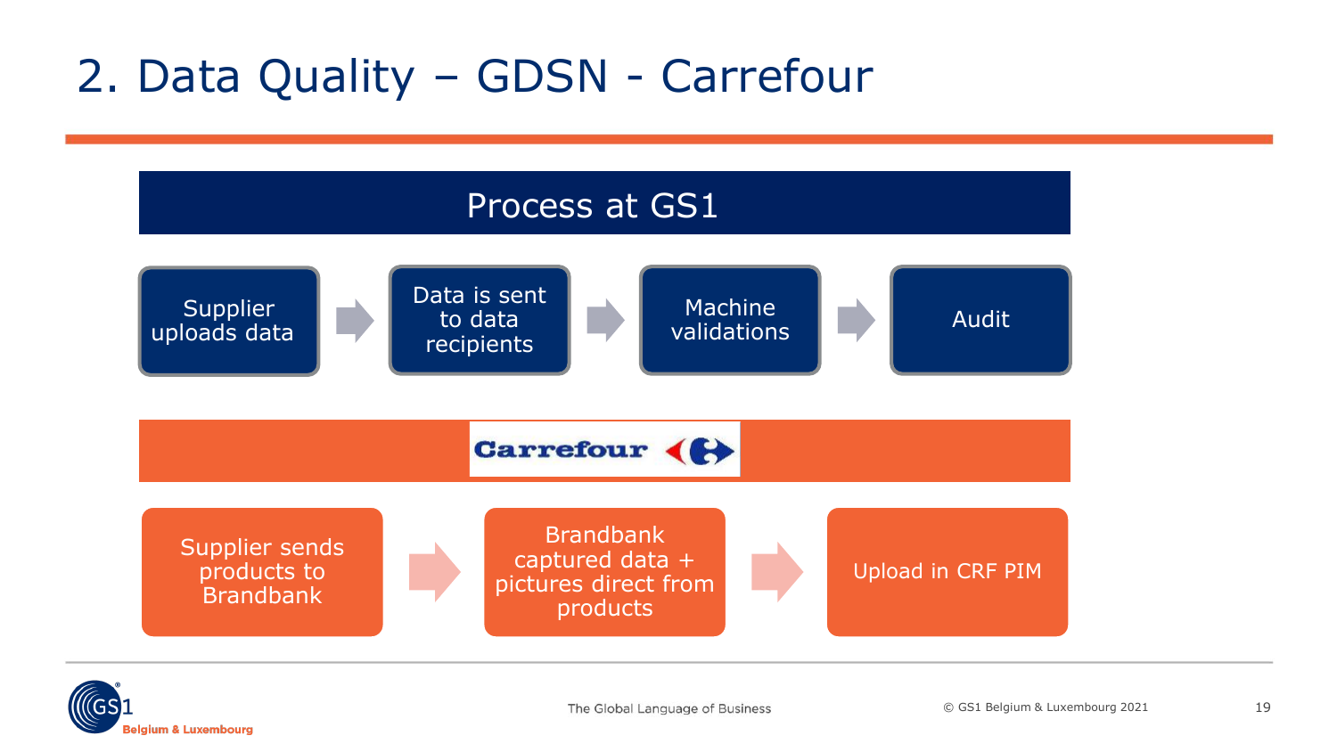# 2. Data Quality – GDSN - Carrefour

## Process at GS1

Supplier uploads data → Data is sent to data recipients → Machine validations → Audit

## Carrefour

Supplier sends products to Brandbank → Brandbank captured data + pictures direct from products → Upload in CRF PIM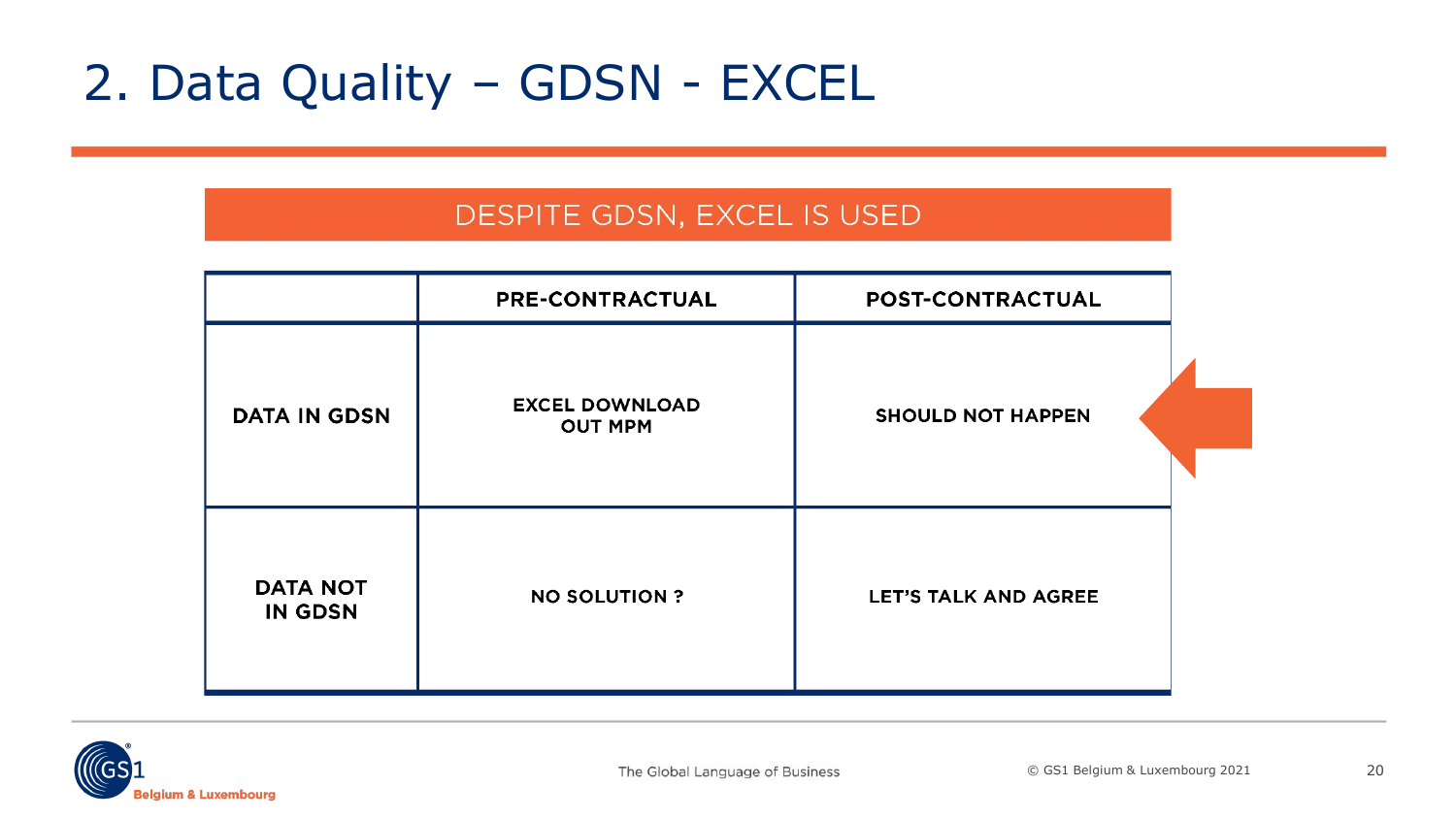# 2. Data Quality – GDSN - EXCEL

**DESPITE GDSN, EXCEL IS USED**

| | PRE-CONTRACTUAL | POST-CONTRACTUAL |
|---|---|---|
| DATA IN GDSN | EXCEL DOWNLOAD OUT MPM | SHOULD NOT HAPPEN |
| DATA NOT IN GDSN | NO SOLUTION ? | LET'S TALK AND AGREE |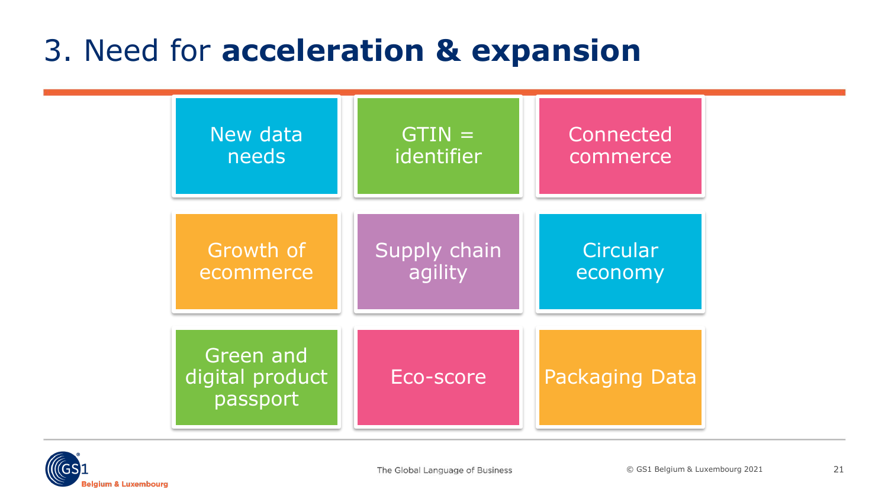# 3. Need for **acceleration & expansion**

- New data needs
- GTIN = identifier
- Connected commerce
- Growth of ecommerce
- Supply chain agility
- Circular economy
- Green and digital product passport
- Eco-score
- Packaging Data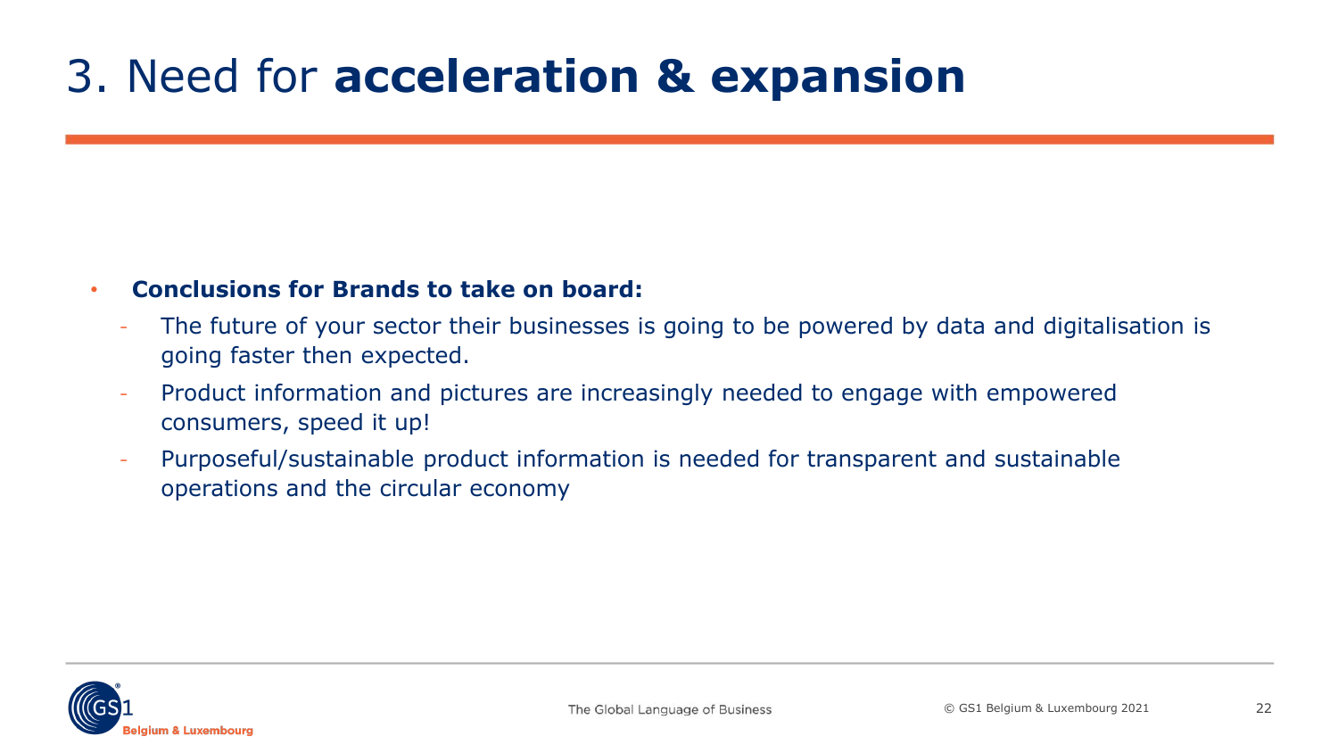# 3. Need for **acceleration & expansion**

- **Conclusions for Brands to take on board:**
  - The future of your sector their businesses is going to be powered by data and digitalisation is going faster then expected.
  - Product information and pictures are increasingly needed to engage with empowered consumers, speed it up!
  - Purposeful/sustainable product information is needed for transparent and sustainable operations and the circular economy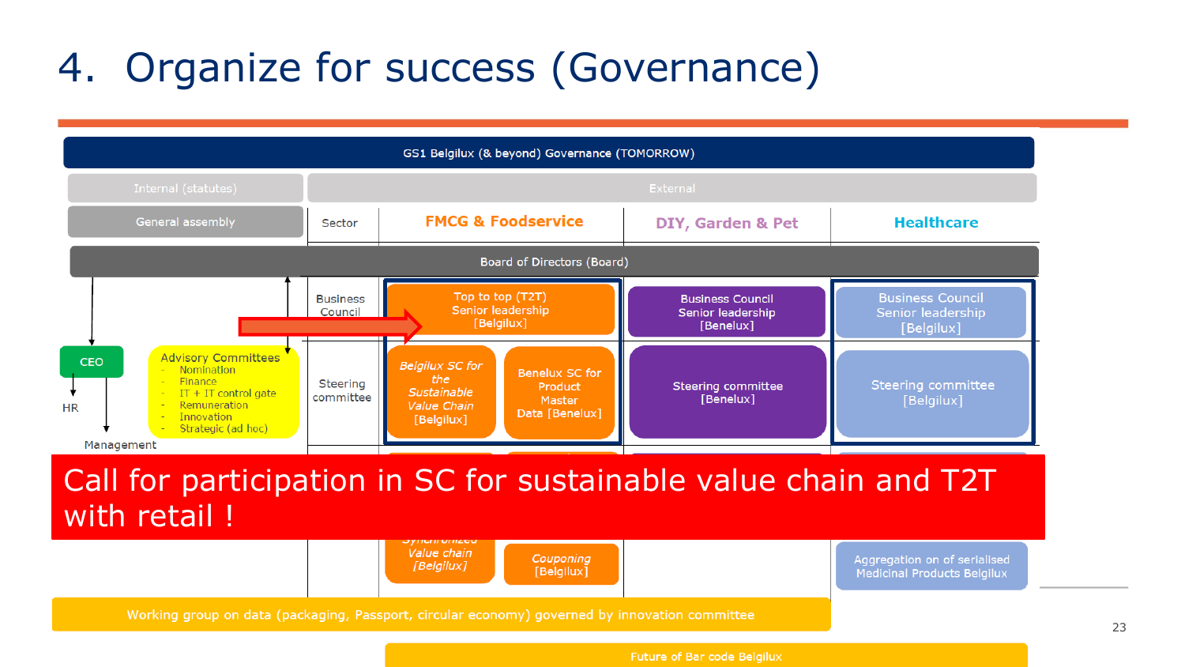# 4. Organize for success (Governance)

**GS1 Belgilux (& beyond) Governance (TOMORROW)**

| Internal (statutes) | External | | | |
|---|---|---|---|---|
| General assembly | Sector | FMCG & Foodservice | DIY, Garden & Pet | Healthcare |
| Board of Directors (Board) | | | | |
| | Business Council | Top to top (T2T) Senior leadership [Belgilux] | Business Council Senior leadership [Benelux] | Business Council Senior leadership [Belgilux] |
| CEO → HR, Management; Advisory Committees | Steering committee | *Belgilux SC for the Sustainable Value Chain [Belgilux]*; Benelux SC for Product Master Data [Benelux] | Steering committee [Benelux] | Steering committee [Belgilux] |
| | | *Synchronized Value chain [Belgilux]*; *Couponing [Belgilux]* | | Aggregation on of serialised Medicinal Products Belgilux |

Advisory Committees
- Nomination
- Finance
- IT + IT control gate
- Remuneration
- Innovation
- Strategic (ad hoc)

**Call for participation in SC for sustainable value chain and T2T with retail !**

Working group on data (packaging, Passport, circular economy) governed by innovation committee

Future of Bar code Belgilux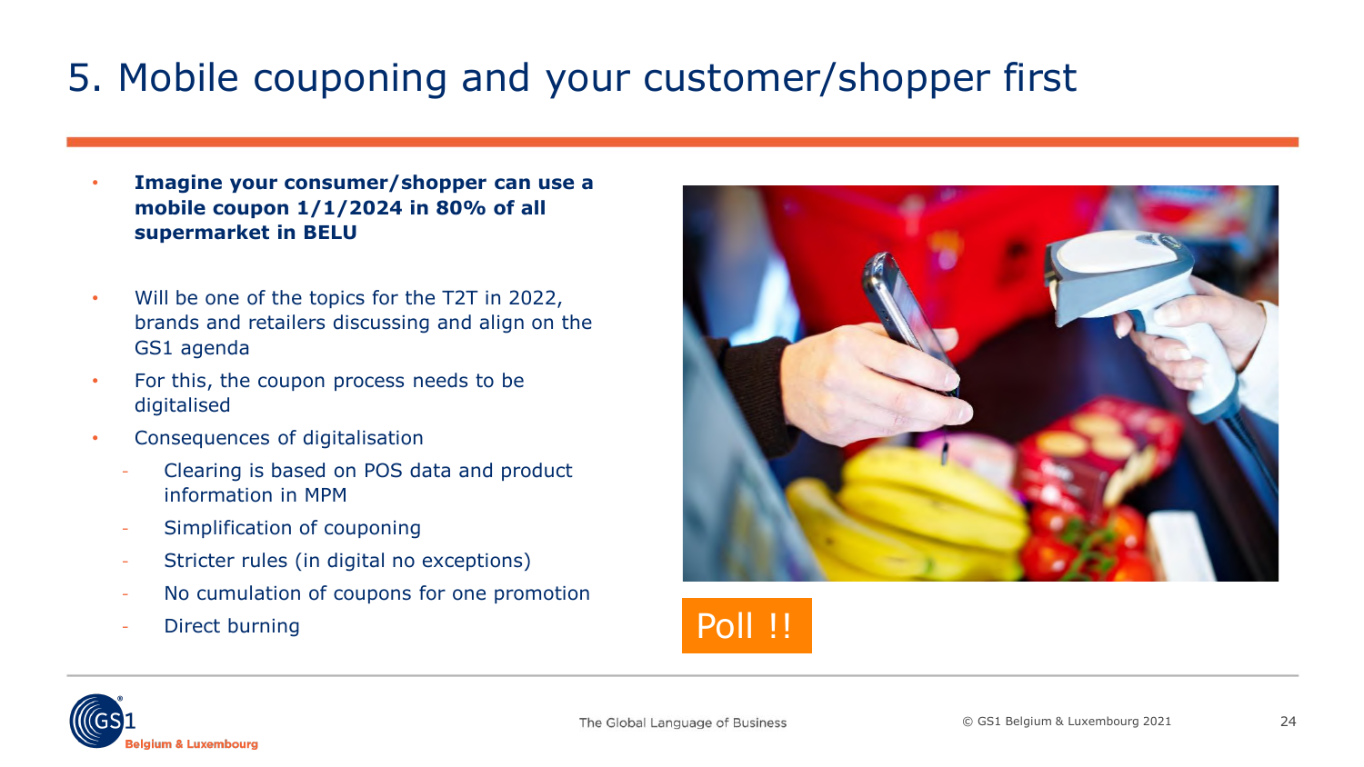# 5. Mobile couponing and your customer/shopper first

- **Imagine your consumer/shopper can use a mobile coupon 1/1/2024 in 80% of all supermarket in BELU**

- Will be one of the topics for the T2T in 2022, brands and retailers discussing and align on the GS1 agenda
- For this, the coupon process needs to be digitalised
- Consequences of digitalisation
  - Clearing is based on POS data and product information in MPM
  - Simplification of couponing
  - Stricter rules (in digital no exceptions)
  - No cumulation of coupons for one promotion
  - Direct burning

Poll !!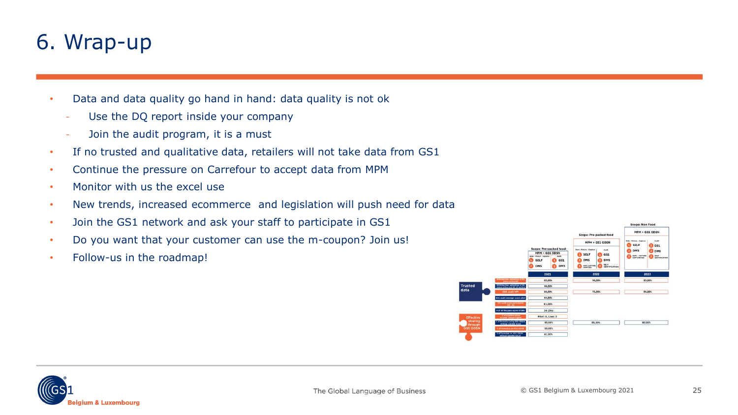# 6. Wrap-up

- Data and data quality go hand in hand: data quality is not ok
  - Use the DQ report inside your company
  - Join the audit program, it is a must
- If no trusted and qualitative data, retailers will not take data from GS1
- Continue the pressure on Carrefour to accept data from MPM
- Monitor with us the excel use
- New trends, increased ecommerce and legislation will push need for data
- Join the GS1 network and ask your staff to participate in GS1
- Do you want that your customer can use the m-coupon? Join us!
- Follow-us in the roadmap!